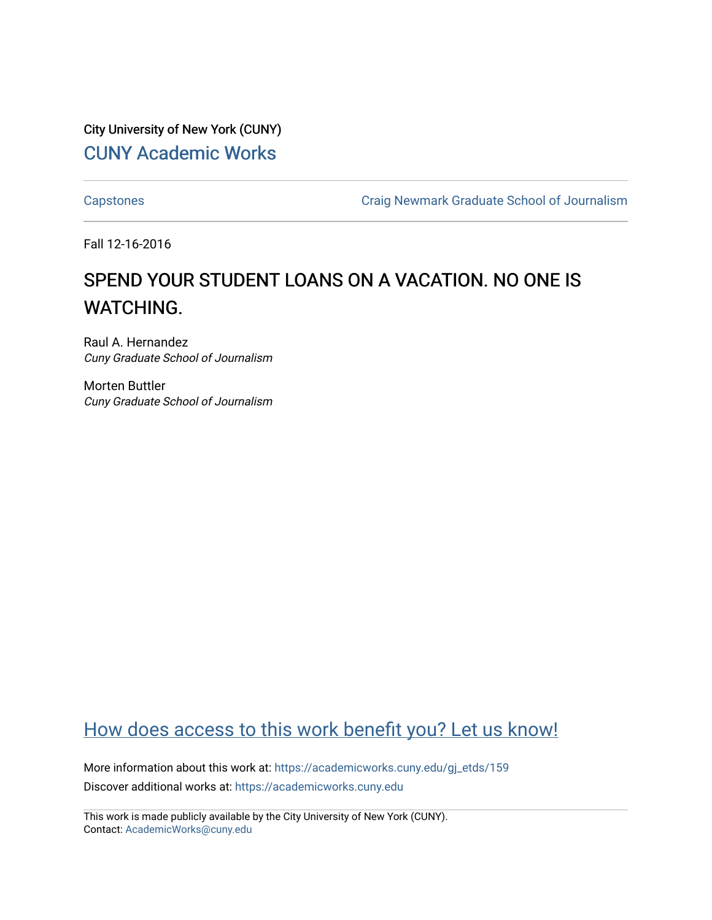City University of New York (CUNY)

CUNY Academic Works

Capstones

Craig Newmark Graduate School of Journalism

Fall 12-16-2016

# SPEND YOUR STUDENT LOANS ON A VACATION. NO ONE IS WATCHING.

Raul A. Hernandez
*Cuny Graduate School of Journalism*

Morten Buttler
*Cuny Graduate School of Journalism*

How does access to this work benefit you? Let us know!

More information about this work at: https://academicworks.cuny.edu/gj_etds/159
Discover additional works at: https://academicworks.cuny.edu

This work is made publicly available by the City University of New York (CUNY).
Contact: AcademicWorks@cuny.edu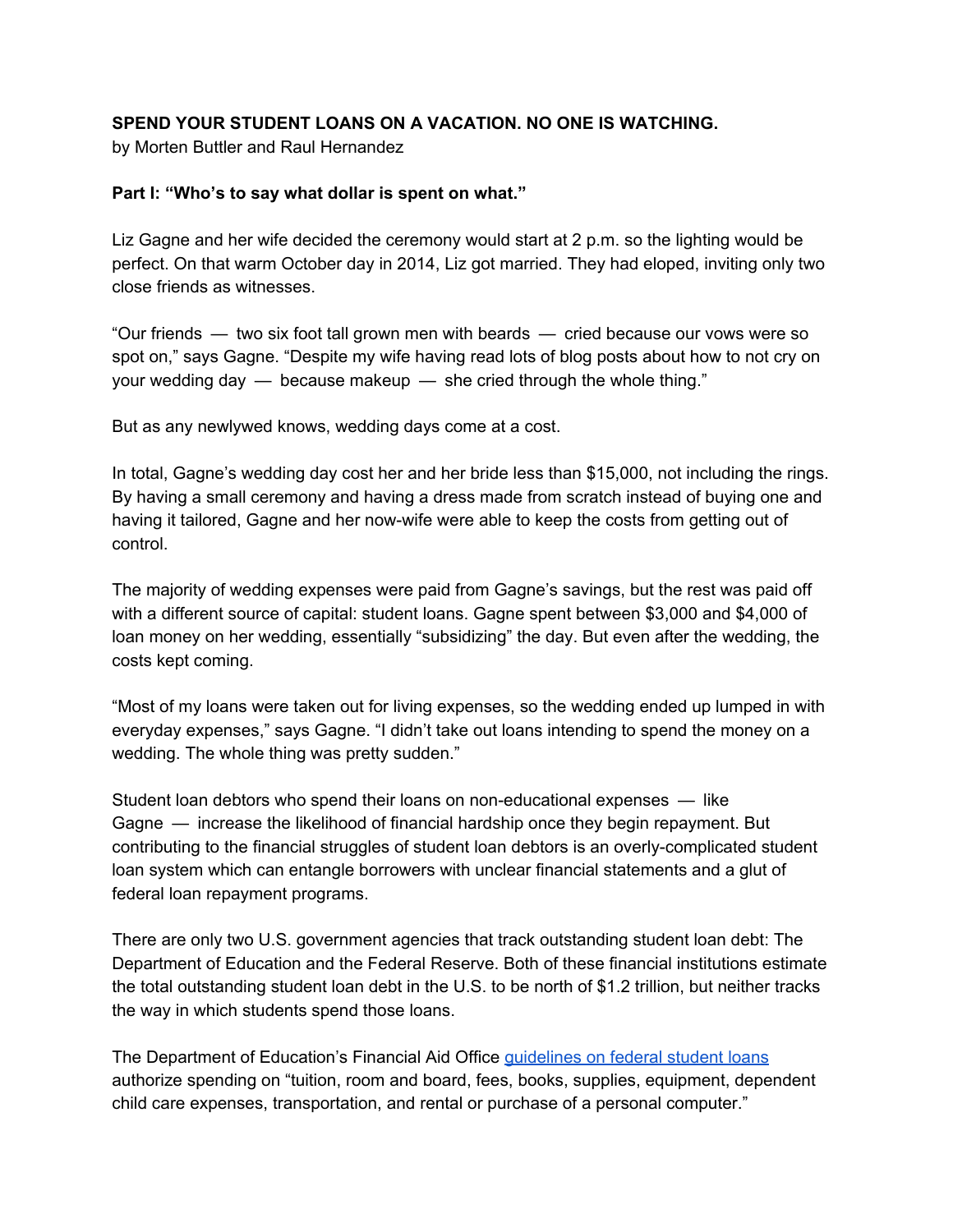**SPEND YOUR STUDENT LOANS ON A VACATION. NO ONE IS WATCHING.**
by Morten Buttler and Raul Hernandez

**Part I: "Who's to say what dollar is spent on what."**

Liz Gagne and her wife decided the ceremony would start at 2 p.m. so the lighting would be perfect. On that warm October day in 2014, Liz got married. They had eloped, inviting only two close friends as witnesses.

"Our friends — two six foot tall grown men with beards — cried because our vows were so spot on," says Gagne. "Despite my wife having read lots of blog posts about how to not cry on your wedding day — because makeup — she cried through the whole thing."

But as any newlywed knows, wedding days come at a cost.

In total, Gagne's wedding day cost her and her bride less than $15,000, not including the rings. By having a small ceremony and having a dress made from scratch instead of buying one and having it tailored, Gagne and her now-wife were able to keep the costs from getting out of control.

The majority of wedding expenses were paid from Gagne's savings, but the rest was paid off with a different source of capital: student loans. Gagne spent between $3,000 and $4,000 of loan money on her wedding, essentially "subsidizing" the day. But even after the wedding, the costs kept coming.

"Most of my loans were taken out for living expenses, so the wedding ended up lumped in with everyday expenses," says Gagne. "I didn't take out loans intending to spend the money on a wedding. The whole thing was pretty sudden."

Student loan debtors who spend their loans on non-educational expenses — like Gagne — increase the likelihood of financial hardship once they begin repayment. But contributing to the financial struggles of student loan debtors is an overly-complicated student loan system which can entangle borrowers with unclear financial statements and a glut of federal loan repayment programs.

There are only two U.S. government agencies that track outstanding student loan debt: The Department of Education and the Federal Reserve. Both of these financial institutions estimate the total outstanding student loan debt in the U.S. to be north of $1.2 trillion, but neither tracks the way in which students spend those loans.

The Department of Education's Financial Aid Office guidelines on federal student loans authorize spending on "tuition, room and board, fees, books, supplies, equipment, dependent child care expenses, transportation, and rental or purchase of a personal computer."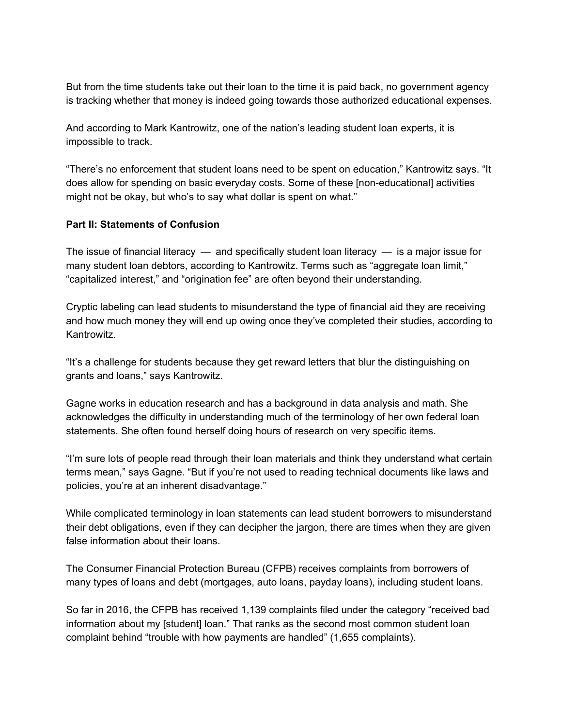But from the time students take out their loan to the time it is paid back, no government agency is tracking whether that money is indeed going towards those authorized educational expenses.

And according to Mark Kantrowitz, one of the nation's leading student loan experts, it is impossible to track.

"There's no enforcement that student loans need to be spent on education," Kantrowitz says. "It does allow for spending on basic everyday costs. Some of these [non-educational] activities might not be okay, but who's to say what dollar is spent on what."

**Part II: Statements of Confusion**

The issue of financial literacy — and specifically student loan literacy — is a major issue for many student loan debtors, according to Kantrowitz. Terms such as "aggregate loan limit," "capitalized interest," and "origination fee" are often beyond their understanding.

Cryptic labeling can lead students to misunderstand the type of financial aid they are receiving and how much money they will end up owing once they've completed their studies, according to Kantrowitz.

"It's a challenge for students because they get reward letters that blur the distinguishing on grants and loans," says Kantrowitz.

Gagne works in education research and has a background in data analysis and math. She acknowledges the difficulty in understanding much of the terminology of her own federal loan statements. She often found herself doing hours of research on very specific items.

"I'm sure lots of people read through their loan materials and think they understand what certain terms mean," says Gagne. "But if you're not used to reading technical documents like laws and policies, you're at an inherent disadvantage."

While complicated terminology in loan statements can lead student borrowers to misunderstand their debt obligations, even if they can decipher the jargon, there are times when they are given false information about their loans.

The Consumer Financial Protection Bureau (CFPB) receives complaints from borrowers of many types of loans and debt (mortgages, auto loans, payday loans), including student loans.

So far in 2016, the CFPB has received 1,139 complaints filed under the category "received bad information about my [student] loan." That ranks as the second most common student loan complaint behind "trouble with how payments are handled" (1,655 complaints).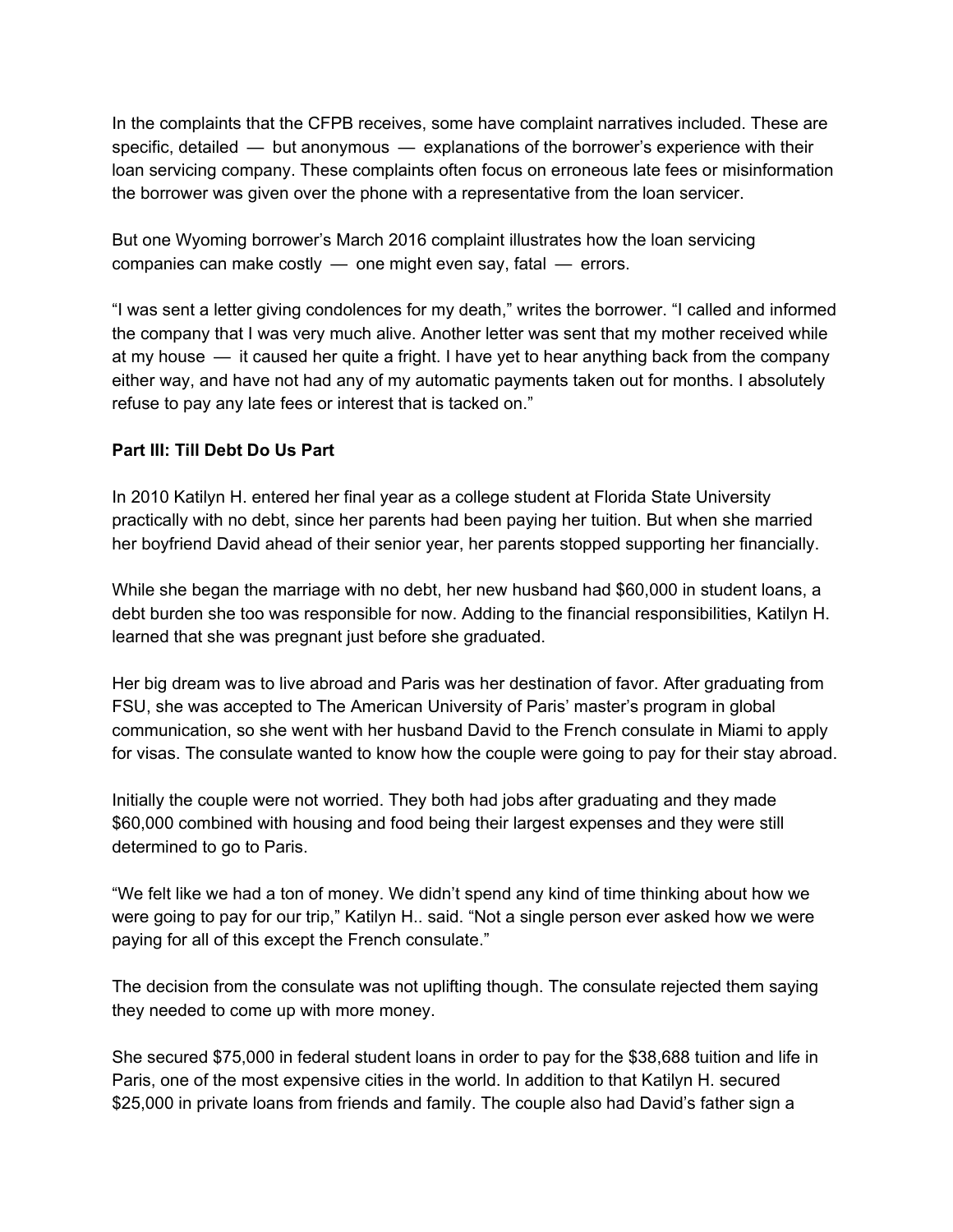In the complaints that the CFPB receives, some have complaint narratives included. These are specific, detailed — but anonymous — explanations of the borrower's experience with their loan servicing company. These complaints often focus on erroneous late fees or misinformation the borrower was given over the phone with a representative from the loan servicer.

But one Wyoming borrower's March 2016 complaint illustrates how the loan servicing companies can make costly — one might even say, fatal — errors.

"I was sent a letter giving condolences for my death," writes the borrower. "I called and informed the company that I was very much alive. Another letter was sent that my mother received while at my house — it caused her quite a fright. I have yet to hear anything back from the company either way, and have not had any of my automatic payments taken out for months. I absolutely refuse to pay any late fees or interest that is tacked on."

**Part III: Till Debt Do Us Part**

In 2010 Katilyn H. entered her final year as a college student at Florida State University practically with no debt, since her parents had been paying her tuition. But when she married her boyfriend David ahead of their senior year, her parents stopped supporting her financially.

While she began the marriage with no debt, her new husband had $60,000 in student loans, a debt burden she too was responsible for now. Adding to the financial responsibilities, Katilyn H. learned that she was pregnant just before she graduated.

Her big dream was to live abroad and Paris was her destination of favor. After graduating from FSU, she was accepted to The American University of Paris' master's program in global communication, so she went with her husband David to the French consulate in Miami to apply for visas. The consulate wanted to know how the couple were going to pay for their stay abroad.

Initially the couple were not worried. They both had jobs after graduating and they made $60,000 combined with housing and food being their largest expenses and they were still determined to go to Paris.

"We felt like we had a ton of money. We didn't spend any kind of time thinking about how we were going to pay for our trip," Katilyn H.. said. "Not a single person ever asked how we were paying for all of this except the French consulate."

The decision from the consulate was not uplifting though. The consulate rejected them saying they needed to come up with more money.

She secured $75,000 in federal student loans in order to pay for the $38,688 tuition and life in Paris, one of the most expensive cities in the world. In addition to that Katilyn H. secured $25,000 in private loans from friends and family. The couple also had David's father sign a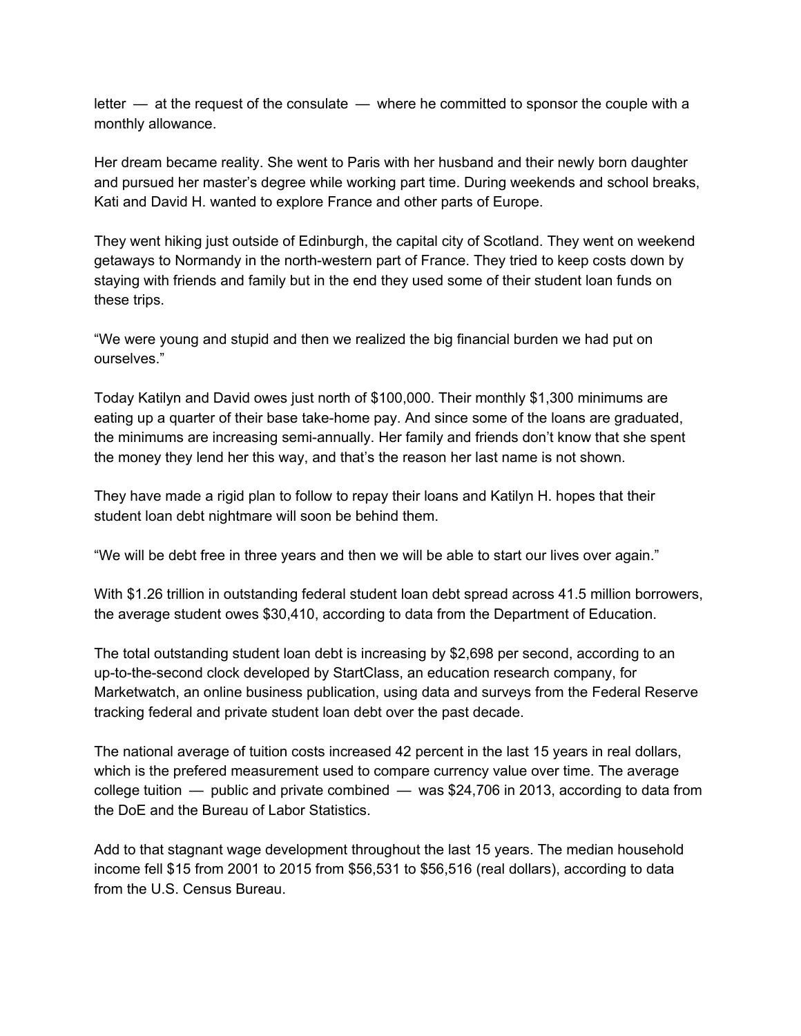letter — at the request of the consulate — where he committed to sponsor the couple with a monthly allowance.

Her dream became reality. She went to Paris with her husband and their newly born daughter and pursued her master's degree while working part time. During weekends and school breaks, Kati and David H. wanted to explore France and other parts of Europe.

They went hiking just outside of Edinburgh, the capital city of Scotland. They went on weekend getaways to Normandy in the north-western part of France. They tried to keep costs down by staying with friends and family but in the end they used some of their student loan funds on these trips.

"We were young and stupid and then we realized the big financial burden we had put on ourselves."

Today Katilyn and David owes just north of $100,000. Their monthly $1,300 minimums are eating up a quarter of their base take-home pay. And since some of the loans are graduated, the minimums are increasing semi-annually. Her family and friends don't know that she spent the money they lend her this way, and that's the reason her last name is not shown.

They have made a rigid plan to follow to repay their loans and Katilyn H. hopes that their student loan debt nightmare will soon be behind them.

"We will be debt free in three years and then we will be able to start our lives over again."

With $1.26 trillion in outstanding federal student loan debt spread across 41.5 million borrowers, the average student owes $30,410, according to data from the Department of Education.

The total outstanding student loan debt is increasing by $2,698 per second, according to an up-to-the-second clock developed by StartClass, an education research company, for Marketwatch, an online business publication, using data and surveys from the Federal Reserve tracking federal and private student loan debt over the past decade.

The national average of tuition costs increased 42 percent in the last 15 years in real dollars, which is the prefered measurement used to compare currency value over time. The average college tuition — public and private combined — was $24,706 in 2013, according to data from the DoE and the Bureau of Labor Statistics.

Add to that stagnant wage development throughout the last 15 years. The median household income fell $15 from 2001 to 2015 from $56,531 to $56,516 (real dollars), according to data from the U.S. Census Bureau.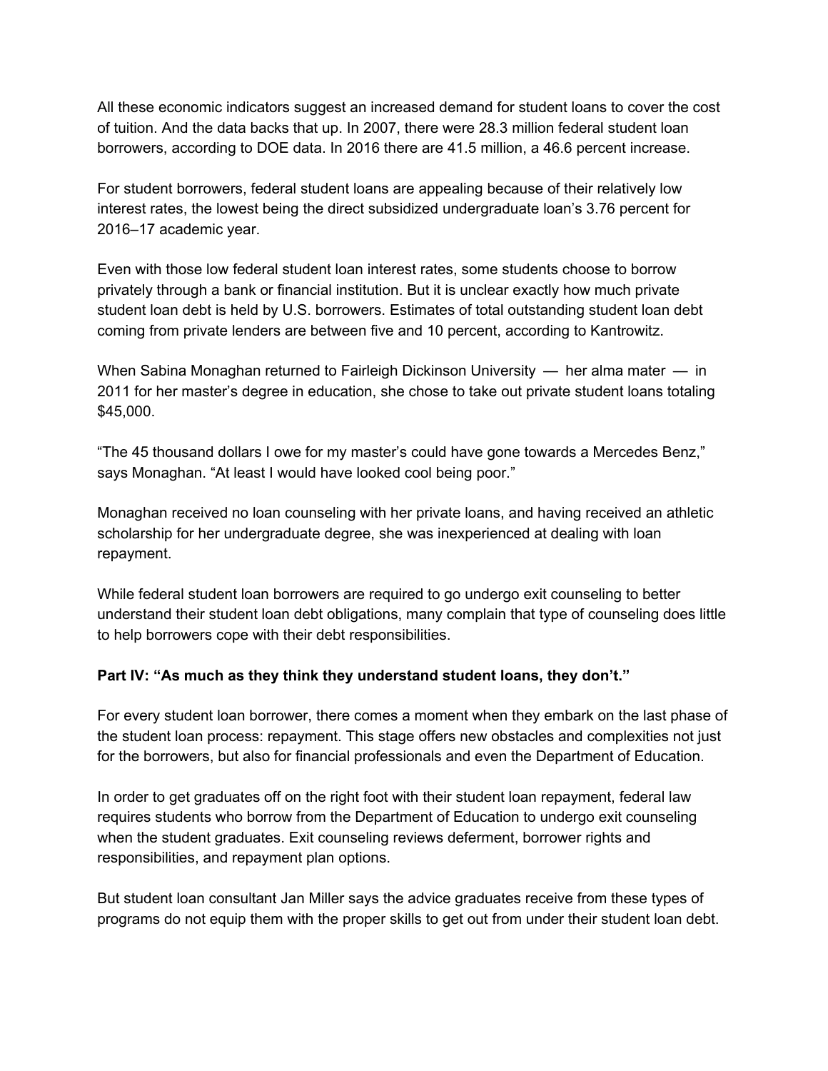All these economic indicators suggest an increased demand for student loans to cover the cost of tuition. And the data backs that up. In 2007, there were 28.3 million federal student loan borrowers, according to DOE data. In 2016 there are 41.5 million, a 46.6 percent increase.

For student borrowers, federal student loans are appealing because of their relatively low interest rates, the lowest being the direct subsidized undergraduate loan's 3.76 percent for 2016–17 academic year.

Even with those low federal student loan interest rates, some students choose to borrow privately through a bank or financial institution. But it is unclear exactly how much private student loan debt is held by U.S. borrowers. Estimates of total outstanding student loan debt coming from private lenders are between five and 10 percent, according to Kantrowitz.

When Sabina Monaghan returned to Fairleigh Dickinson University — her alma mater — in 2011 for her master's degree in education, she chose to take out private student loans totaling $45,000.

"The 45 thousand dollars I owe for my master's could have gone towards a Mercedes Benz," says Monaghan. "At least I would have looked cool being poor."

Monaghan received no loan counseling with her private loans, and having received an athletic scholarship for her undergraduate degree, she was inexperienced at dealing with loan repayment.

While federal student loan borrowers are required to go undergo exit counseling to better understand their student loan debt obligations, many complain that type of counseling does little to help borrowers cope with their debt responsibilities.

**Part IV: "As much as they think they understand student loans, they don't."**

For every student loan borrower, there comes a moment when they embark on the last phase of the student loan process: repayment. This stage offers new obstacles and complexities not just for the borrowers, but also for financial professionals and even the Department of Education.

In order to get graduates off on the right foot with their student loan repayment, federal law requires students who borrow from the Department of Education to undergo exit counseling when the student graduates. Exit counseling reviews deferment, borrower rights and responsibilities, and repayment plan options.

But student loan consultant Jan Miller says the advice graduates receive from these types of programs do not equip them with the proper skills to get out from under their student loan debt.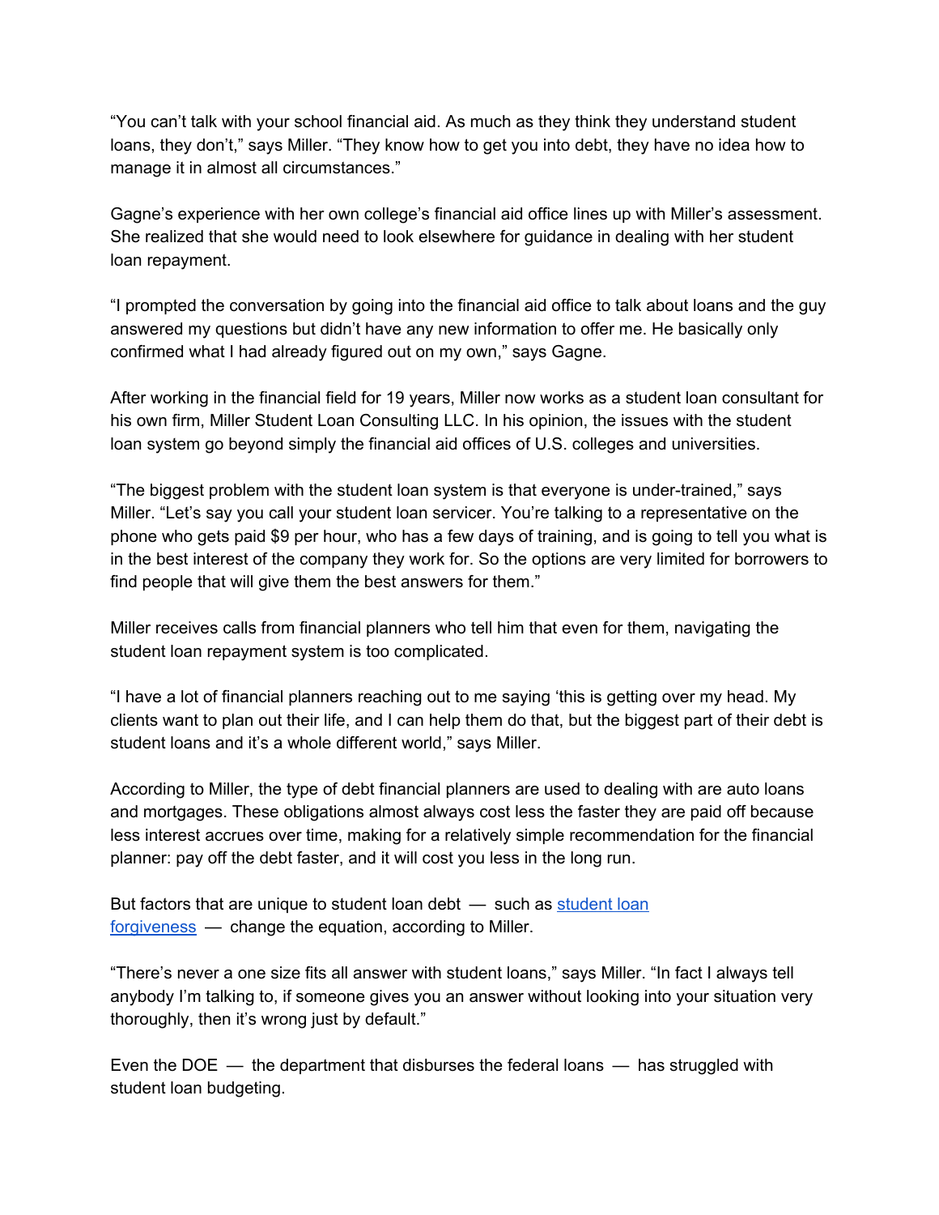"You can't talk with your school financial aid. As much as they think they understand student loans, they don't," says Miller. "They know how to get you into debt, they have no idea how to manage it in almost all circumstances."

Gagne's experience with her own college's financial aid office lines up with Miller's assessment. She realized that she would need to look elsewhere for guidance in dealing with her student loan repayment.

"I prompted the conversation by going into the financial aid office to talk about loans and the guy answered my questions but didn't have any new information to offer me. He basically only confirmed what I had already figured out on my own," says Gagne.

After working in the financial field for 19 years, Miller now works as a student loan consultant for his own firm, Miller Student Loan Consulting LLC. In his opinion, the issues with the student loan system go beyond simply the financial aid offices of U.S. colleges and universities.

"The biggest problem with the student loan system is that everyone is under-trained," says Miller. "Let's say you call your student loan servicer. You're talking to a representative on the phone who gets paid $9 per hour, who has a few days of training, and is going to tell you what is in the best interest of the company they work for. So the options are very limited for borrowers to find people that will give them the best answers for them."

Miller receives calls from financial planners who tell him that even for them, navigating the student loan repayment system is too complicated.

"I have a lot of financial planners reaching out to me saying 'this is getting over my head. My clients want to plan out their life, and I can help them do that, but the biggest part of their debt is student loans and it's a whole different world," says Miller.

According to Miller, the type of debt financial planners are used to dealing with are auto loans and mortgages. These obligations almost always cost less the faster they are paid off because less interest accrues over time, making for a relatively simple recommendation for the financial planner: pay off the debt faster, and it will cost you less in the long run.

But factors that are unique to student loan debt — such as [student loan forgiveness](student loan forgiveness) — change the equation, according to Miller.

"There's never a one size fits all answer with student loans," says Miller. "In fact I always tell anybody I'm talking to, if someone gives you an answer without looking into your situation very thoroughly, then it's wrong just by default."

Even the DOE — the department that disburses the federal loans — has struggled with student loan budgeting.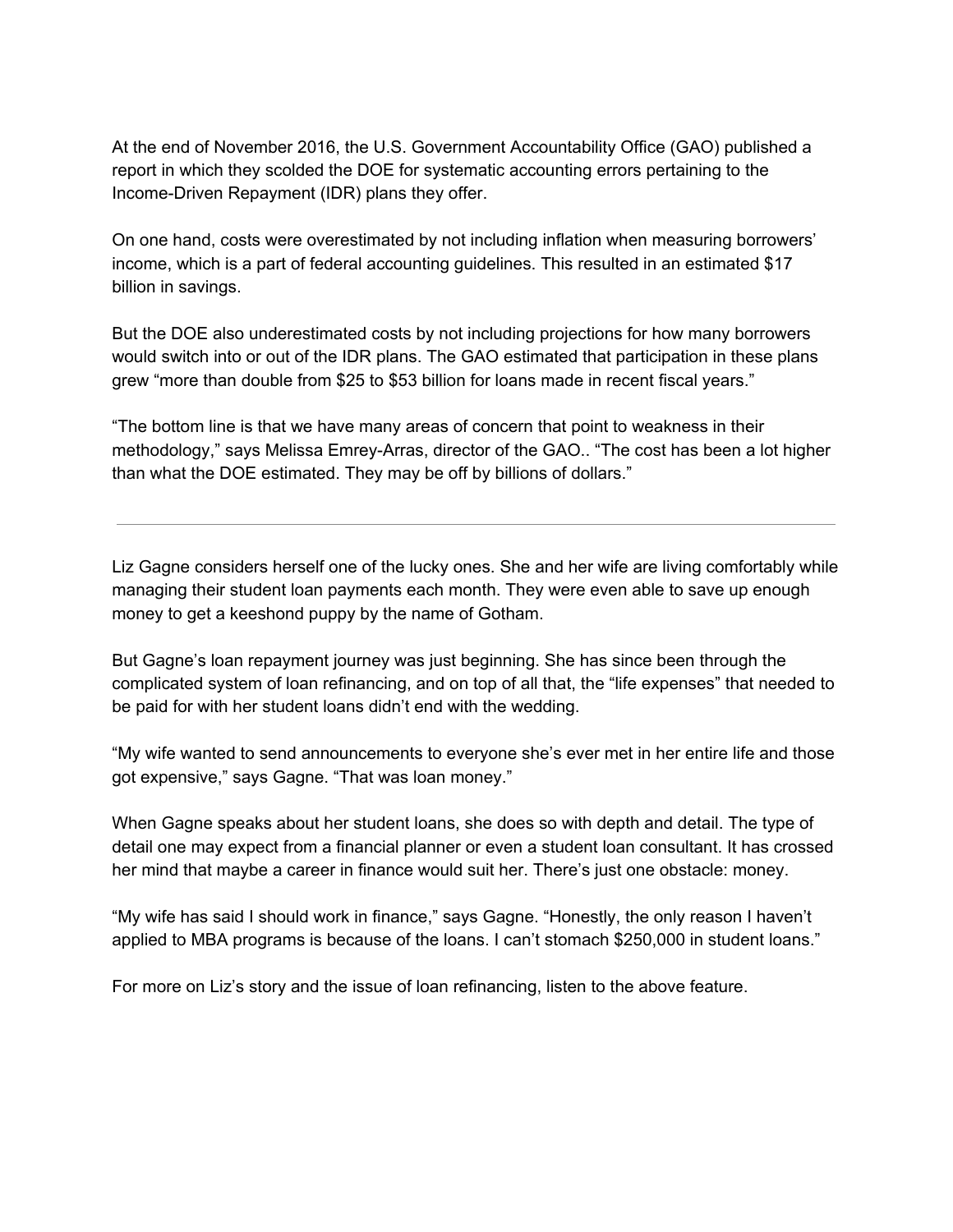At the end of November 2016, the U.S. Government Accountability Office (GAO) published a report in which they scolded the DOE for systematic accounting errors pertaining to the Income-Driven Repayment (IDR) plans they offer.

On one hand, costs were overestimated by not including inflation when measuring borrowers' income, which is a part of federal accounting guidelines. This resulted in an estimated $17 billion in savings.

But the DOE also underestimated costs by not including projections for how many borrowers would switch into or out of the IDR plans. The GAO estimated that participation in these plans grew "more than double from $25 to $53 billion for loans made in recent fiscal years."

"The bottom line is that we have many areas of concern that point to weakness in their methodology," says Melissa Emrey-Arras, director of the GAO.. "The cost has been a lot higher than what the DOE estimated. They may be off by billions of dollars."

---

Liz Gagne considers herself one of the lucky ones. She and her wife are living comfortably while managing their student loan payments each month. They were even able to save up enough money to get a keeshond puppy by the name of Gotham.

But Gagne's loan repayment journey was just beginning. She has since been through the complicated system of loan refinancing, and on top of all that, the "life expenses" that needed to be paid for with her student loans didn't end with the wedding.

"My wife wanted to send announcements to everyone she's ever met in her entire life and those got expensive," says Gagne. "That was loan money."

When Gagne speaks about her student loans, she does so with depth and detail. The type of detail one may expect from a financial planner or even a student loan consultant. It has crossed her mind that maybe a career in finance would suit her. There's just one obstacle: money.

"My wife has said I should work in finance," says Gagne. "Honestly, the only reason I haven't applied to MBA programs is because of the loans. I can't stomach $250,000 in student loans."

For more on Liz's story and the issue of loan refinancing, listen to the above feature.